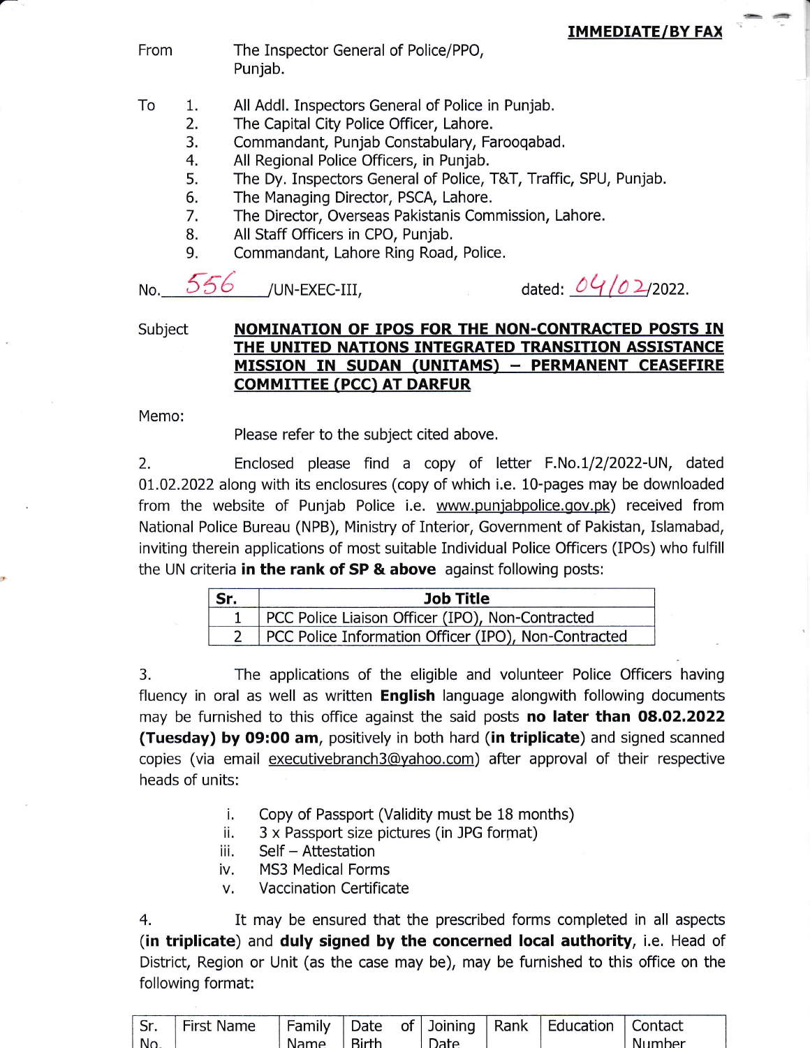**IMMEDIATE/BY FAX**

From The Inspector General of Police/PPO,
Punjab.

To
1. All Addl. Inspectors General of Police in Punjab.
2. The Capital City Police Officer, Lahore.
3. Commandant, Punjab Constabulary, Farooqabad.
4. All Regional Police Officers, in Punjab.
5. The Dy. Inspectors General of Police, T&T, Traffic, SPU, Punjab.
6. The Managing Director, PSCA, Lahore.
7. The Director, Overseas Pakistanis Commission, Lahore.
8. All Staff Officers in CPO, Punjab.
9. Commandant, Lahore Ring Road, Police.

No. 556 /UN-EXEC-III, dated: 04/02/2022.

Subject **NOMINATION OF IPOS FOR THE NON-CONTRACTED POSTS IN THE UNITED NATIONS INTEGRATED TRANSITION ASSISTANCE MISSION IN SUDAN (UNITAMS) – PERMANENT CEASEFIRE COMMITTEE (PCC) AT DARFUR**

Memo:

Please refer to the subject cited above.

2. Enclosed please find a copy of letter F.No.1/2/2022-UN, dated 01.02.2022 along with its enclosures (copy of which i.e. 10-pages may be downloaded from the website of Punjab Police i.e. www.punjabpolice.gov.pk) received from National Police Bureau (NPB), Ministry of Interior, Government of Pakistan, Islamabad, inviting therein applications of most suitable Individual Police Officers (IPOs) who fulfill the UN criteria **in the rank of SP & above** against following posts:

| Sr. | Job Title |
|---|---|
| 1 | PCC Police Liaison Officer (IPO), Non-Contracted |
| 2 | PCC Police Information Officer (IPO), Non-Contracted |

3. The applications of the eligible and volunteer Police Officers having fluency in oral as well as written **English** language alongwith following documents may be furnished to this office against the said posts **no later than 08.02.2022 (Tuesday) by 09:00 am**, positively in both hard (**in triplicate**) and signed scanned copies (via email executivebranch3@yahoo.com) after approval of their respective heads of units:

i. Copy of Passport (Validity must be 18 months)
ii. 3 x Passport size pictures (in JPG format)
iii. Self – Attestation
iv. MS3 Medical Forms
v. Vaccination Certificate

4. It may be ensured that the prescribed forms completed in all aspects (**in triplicate**) and **duly signed by the concerned local authority**, i.e. Head of District, Region or Unit (as the case may be), may be furnished to this office on the following format:

| Sr. No. | First Name | Family Name | Date of Birth | Joining Date | Rank | Education | Contact Number |
|---|---|---|---|---|---|---|---|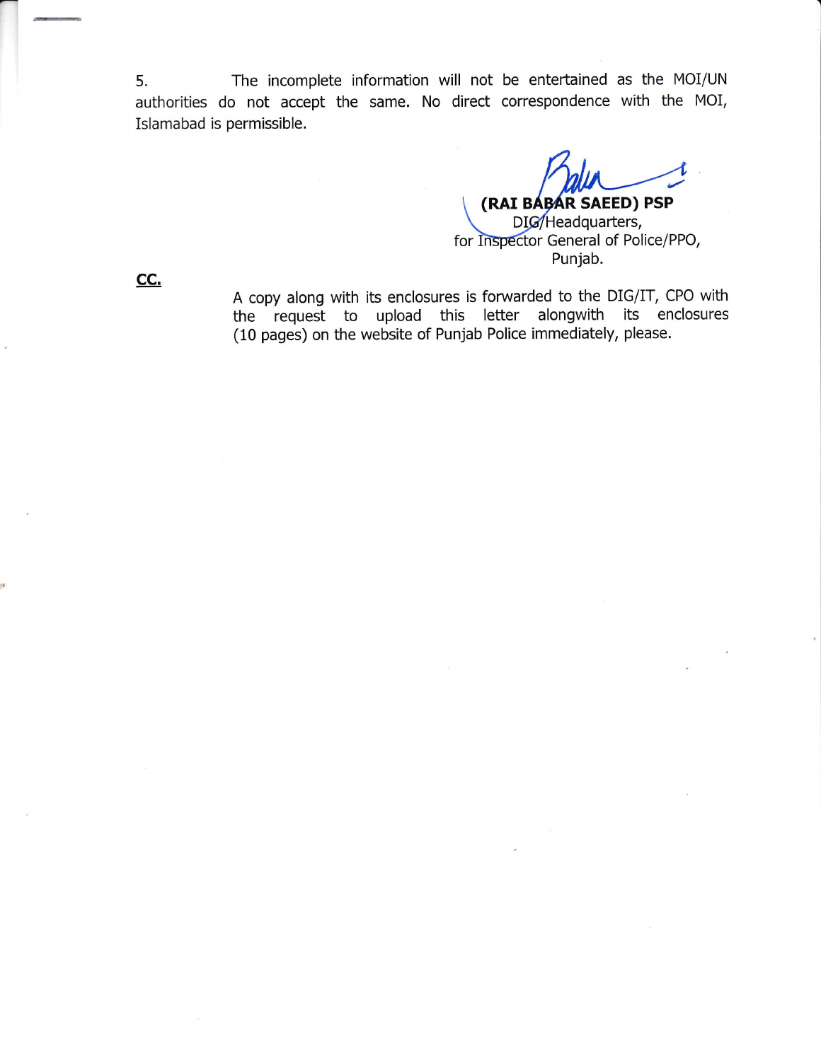5. The incomplete information will not be entertained as the MOI/UN authorities do not accept the same. No direct correspondence with the MOI, Islamabad is permissible.

**(RAI BABAR SAEED) PSP**
DIG/Headquarters,
for Inspector General of Police/PPO,
Punjab.

**CC.**

A copy along with its enclosures is forwarded to the DIG/IT, CPO with the request to upload this letter alongwith its enclosures (10 pages) on the website of Punjab Police immediately, please.